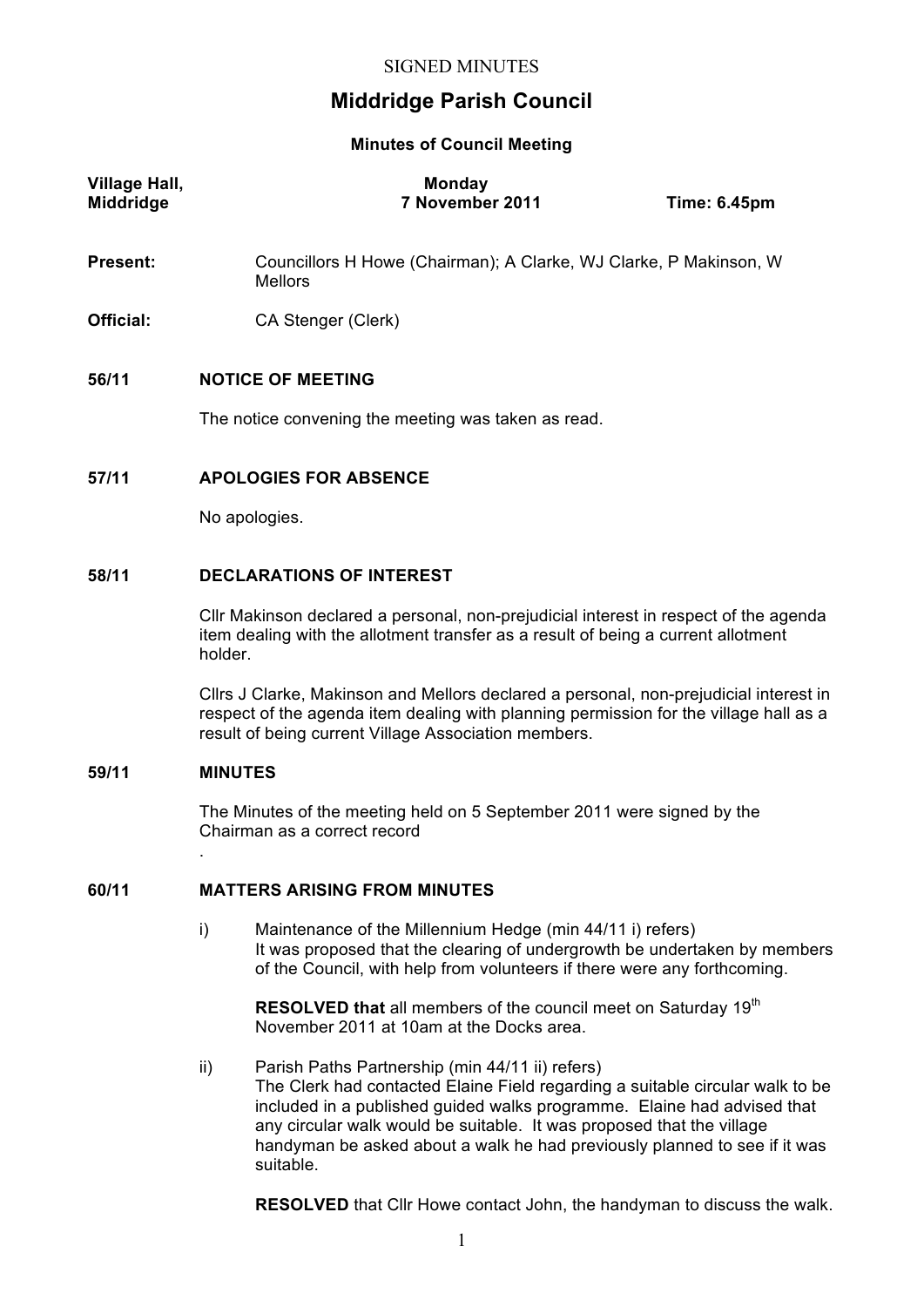SIGNED MINUTES

# Middridge Parish Council

## Minutes of Council Meeting

**Village Hall, Middridge** | **Monday 7 November 2011** | **Time: 6.45pm**

**Present:** Councillors H Howe (Chairman); A Clarke, WJ Clarke, P Makinson, W Mellors

**Official:** CA Stenger (Clerk)

### 56/11 NOTICE OF MEETING

The notice convening the meeting was taken as read.

### 57/11 APOLOGIES FOR ABSENCE

No apologies.

### 58/11 DECLARATIONS OF INTEREST

Cllr Makinson declared a personal, non-prejudicial interest in respect of the agenda item dealing with the allotment transfer as a result of being a current allotment holder.

Cllrs J Clarke, Makinson and Mellors declared a personal, non-prejudicial interest in respect of the agenda item dealing with planning permission for the village hall as a result of being current Village Association members.

### 59/11 MINUTES

The Minutes of the meeting held on 5 September 2011 were signed by the Chairman as a correct record
.

### 60/11 MATTERS ARISING FROM MINUTES

i) Maintenance of the Millennium Hedge (min 44/11 i) refers)
It was proposed that the clearing of undergrowth be undertaken by members of the Council, with help from volunteers if there were any forthcoming.

**RESOLVED that** all members of the council meet on Saturday 19th November 2011 at 10am at the Docks area.

ii) Parish Paths Partnership (min 44/11 ii) refers)
The Clerk had contacted Elaine Field regarding a suitable circular walk to be included in a published guided walks programme. Elaine had advised that any circular walk would be suitable. It was proposed that the village handyman be asked about a walk he had previously planned to see if it was suitable.

**RESOLVED** that Cllr Howe contact John, the handyman to discuss the walk.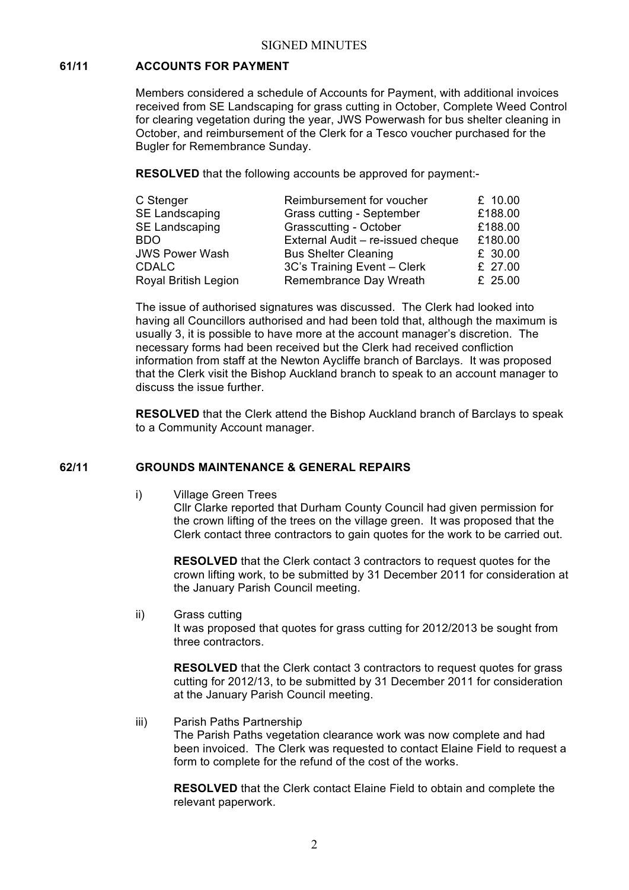SIGNED MINUTES

## 61/11 ACCOUNTS FOR PAYMENT

Members considered a schedule of Accounts for Payment, with additional invoices received from SE Landscaping for grass cutting in October, Complete Weed Control for clearing vegetation during the year, JWS Powerwash for bus shelter cleaning in October, and reimbursement of the Clerk for a Tesco voucher purchased for the Bugler for Remembrance Sunday.

**RESOLVED** that the following accounts be approved for payment:-

| | | |
|---|---|---|
| C Stenger | Reimbursement for voucher | £ 10.00 |
| SE Landscaping | Grass cutting - September | £188.00 |
| SE Landscaping | Grasscutting - October | £188.00 |
| BDO | External Audit – re-issued cheque | £180.00 |
| JWS Power Wash | Bus Shelter Cleaning | £ 30.00 |
| CDALC | 3C's Training Event – Clerk | £ 27.00 |
| Royal British Legion | Remembrance Day Wreath | £ 25.00 |

The issue of authorised signatures was discussed. The Clerk had looked into having all Councillors authorised and had been told that, although the maximum is usually 3, it is possible to have more at the account manager's discretion. The necessary forms had been received but the Clerk had received confliction information from staff at the Newton Aycliffe branch of Barclays. It was proposed that the Clerk visit the Bishop Auckland branch to speak to an account manager to discuss the issue further.

**RESOLVED** that the Clerk attend the Bishop Auckland branch of Barclays to speak to a Community Account manager.

## 62/11 GROUNDS MAINTENANCE & GENERAL REPAIRS

i) Village Green Trees

Cllr Clarke reported that Durham County Council had given permission for the crown lifting of the trees on the village green. It was proposed that the Clerk contact three contractors to gain quotes for the work to be carried out.

**RESOLVED** that the Clerk contact 3 contractors to request quotes for the crown lifting work, to be submitted by 31 December 2011 for consideration at the January Parish Council meeting.

ii) Grass cutting

It was proposed that quotes for grass cutting for 2012/2013 be sought from three contractors.

**RESOLVED** that the Clerk contact 3 contractors to request quotes for grass cutting for 2012/13, to be submitted by 31 December 2011 for consideration at the January Parish Council meeting.

iii) Parish Paths Partnership

The Parish Paths vegetation clearance work was now complete and had been invoiced. The Clerk was requested to contact Elaine Field to request a form to complete for the refund of the cost of the works.

**RESOLVED** that the Clerk contact Elaine Field to obtain and complete the relevant paperwork.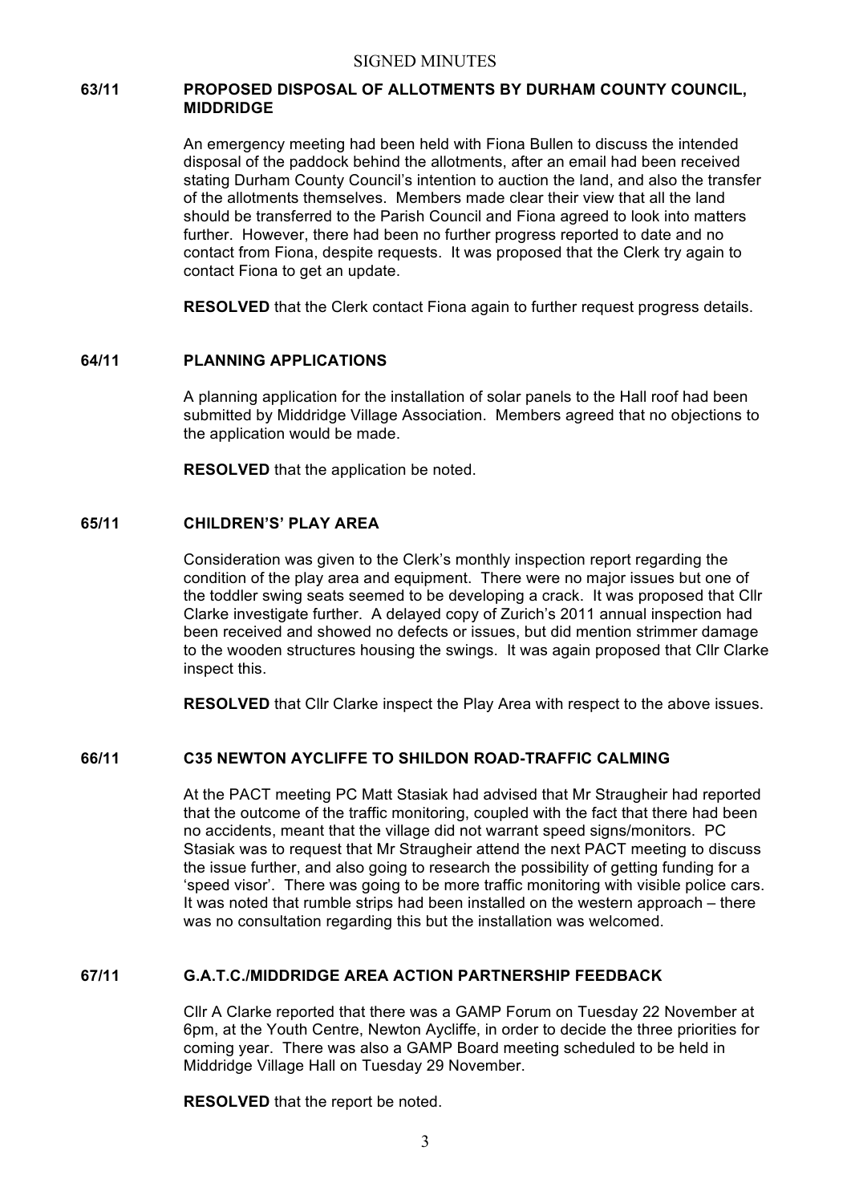SIGNED MINUTES

## 63/11 PROPOSED DISPOSAL OF ALLOTMENTS BY DURHAM COUNTY COUNCIL, MIDDRIDGE

An emergency meeting had been held with Fiona Bullen to discuss the intended disposal of the paddock behind the allotments, after an email had been received stating Durham County Council's intention to auction the land, and also the transfer of the allotments themselves. Members made clear their view that all the land should be transferred to the Parish Council and Fiona agreed to look into matters further. However, there had been no further progress reported to date and no contact from Fiona, despite requests. It was proposed that the Clerk try again to contact Fiona to get an update.

**RESOLVED** that the Clerk contact Fiona again to further request progress details.

## 64/11 PLANNING APPLICATIONS

A planning application for the installation of solar panels to the Hall roof had been submitted by Middridge Village Association. Members agreed that no objections to the application would be made.

**RESOLVED** that the application be noted.

## 65/11 CHILDREN'S' PLAY AREA

Consideration was given to the Clerk's monthly inspection report regarding the condition of the play area and equipment. There were no major issues but one of the toddler swing seats seemed to be developing a crack. It was proposed that Cllr Clarke investigate further. A delayed copy of Zurich's 2011 annual inspection had been received and showed no defects or issues, but did mention strimmer damage to the wooden structures housing the swings. It was again proposed that Cllr Clarke inspect this.

**RESOLVED** that Cllr Clarke inspect the Play Area with respect to the above issues.

## 66/11 C35 NEWTON AYCLIFFE TO SHILDON ROAD-TRAFFIC CALMING

At the PACT meeting PC Matt Stasiak had advised that Mr Straugheir had reported that the outcome of the traffic monitoring, coupled with the fact that there had been no accidents, meant that the village did not warrant speed signs/monitors. PC Stasiak was to request that Mr Straugheir attend the next PACT meeting to discuss the issue further, and also going to research the possibility of getting funding for a 'speed visor'. There was going to be more traffic monitoring with visible police cars. It was noted that rumble strips had been installed on the western approach – there was no consultation regarding this but the installation was welcomed.

## 67/11 G.A.T.C./MIDDRIDGE AREA ACTION PARTNERSHIP FEEDBACK

Cllr A Clarke reported that there was a GAMP Forum on Tuesday 22 November at 6pm, at the Youth Centre, Newton Aycliffe, in order to decide the three priorities for coming year. There was also a GAMP Board meeting scheduled to be held in Middridge Village Hall on Tuesday 29 November.

**RESOLVED** that the report be noted.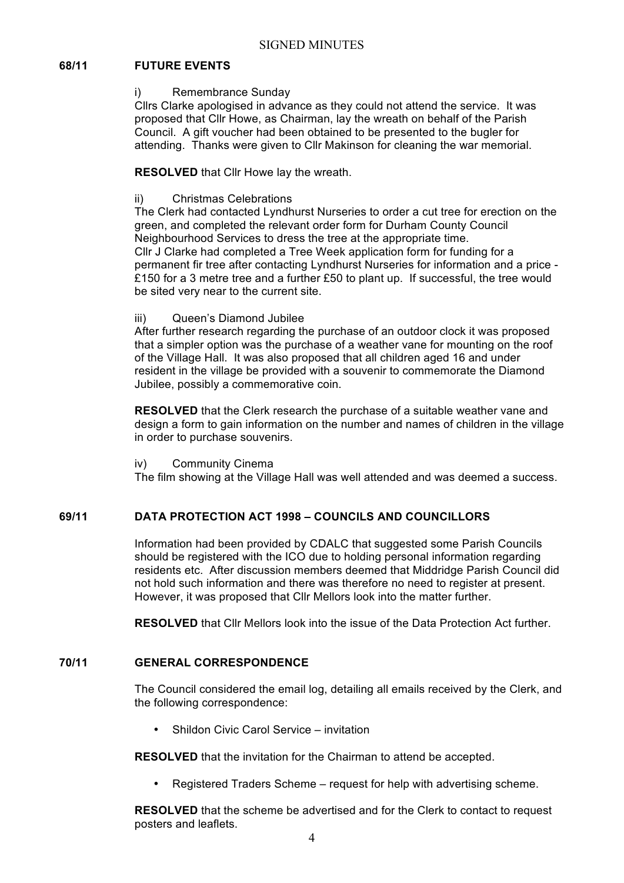## 68/11 FUTURE EVENTS

i) Remembrance Sunday

Cllrs Clarke apologised in advance as they could not attend the service. It was proposed that Cllr Howe, as Chairman, lay the wreath on behalf of the Parish Council. A gift voucher had been obtained to be presented to the bugler for attending. Thanks were given to Cllr Makinson for cleaning the war memorial.

**RESOLVED** that Cllr Howe lay the wreath.

ii) Christmas Celebrations

The Clerk had contacted Lyndhurst Nurseries to order a cut tree for erection on the green, and completed the relevant order form for Durham County Council Neighbourhood Services to dress the tree at the appropriate time.

Cllr J Clarke had completed a Tree Week application form for funding for a permanent fir tree after contacting Lyndhurst Nurseries for information and a price - £150 for a 3 metre tree and a further £50 to plant up. If successful, the tree would be sited very near to the current site.

iii) Queen's Diamond Jubilee

After further research regarding the purchase of an outdoor clock it was proposed that a simpler option was the purchase of a weather vane for mounting on the roof of the Village Hall. It was also proposed that all children aged 16 and under resident in the village be provided with a souvenir to commemorate the Diamond Jubilee, possibly a commemorative coin.

**RESOLVED** that the Clerk research the purchase of a suitable weather vane and design a form to gain information on the number and names of children in the village in order to purchase souvenirs.

iv) Community Cinema

The film showing at the Village Hall was well attended and was deemed a success.

## 69/11 DATA PROTECTION ACT 1998 – COUNCILS AND COUNCILLORS

Information had been provided by CDALC that suggested some Parish Councils should be registered with the ICO due to holding personal information regarding residents etc. After discussion members deemed that Middridge Parish Council did not hold such information and there was therefore no need to register at present. However, it was proposed that Cllr Mellors look into the matter further.

**RESOLVED** that Cllr Mellors look into the issue of the Data Protection Act further.

## 70/11 GENERAL CORRESPONDENCE

The Council considered the email log, detailing all emails received by the Clerk, and the following correspondence:

- Shildon Civic Carol Service – invitation

**RESOLVED** that the invitation for the Chairman to attend be accepted.

- Registered Traders Scheme – request for help with advertising scheme.

**RESOLVED** that the scheme be advertised and for the Clerk to contact to request posters and leaflets.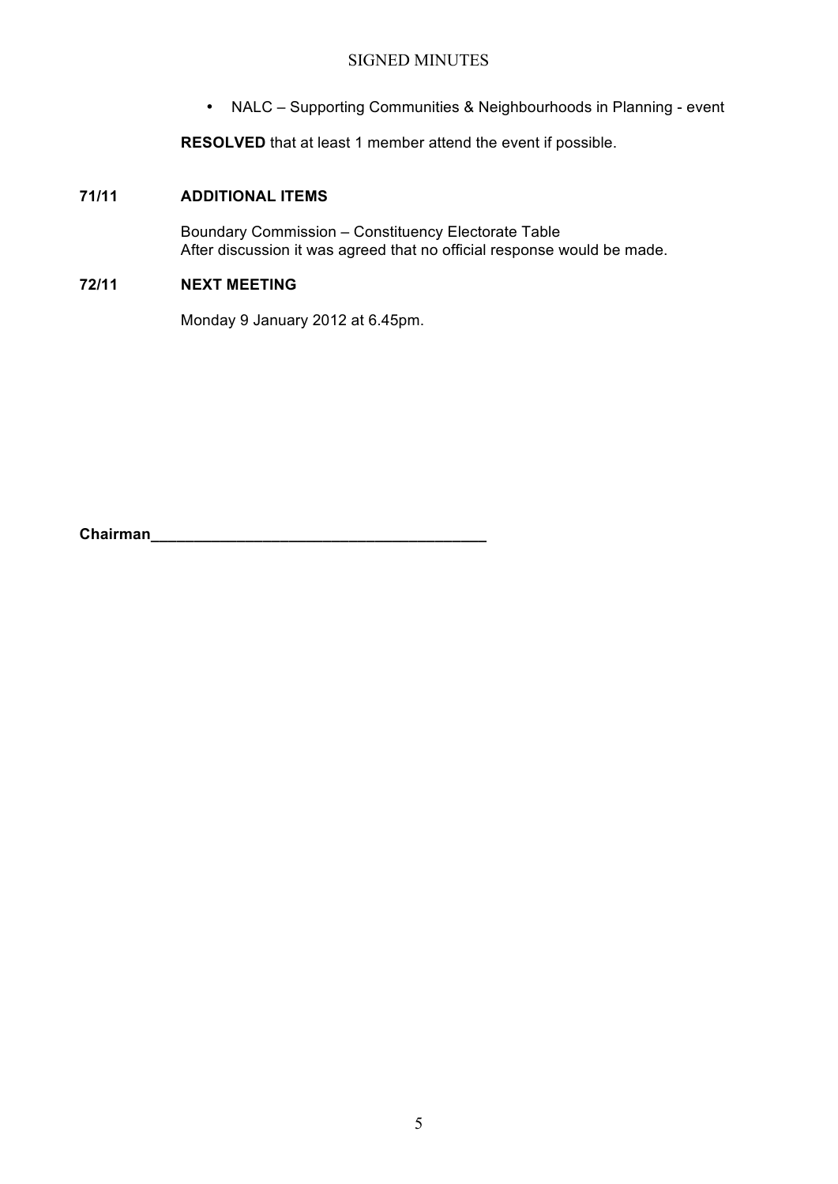- NALC – Supporting Communities & Neighbourhoods in Planning - event

**RESOLVED** that at least 1 member attend the event if possible.

**71/11 ADDITIONAL ITEMS**

Boundary Commission – Constituency Electorate Table
After discussion it was agreed that no official response would be made.

**72/11 NEXT MEETING**

Monday 9 January 2012 at 6.45pm.

**Chairman**______________________________________